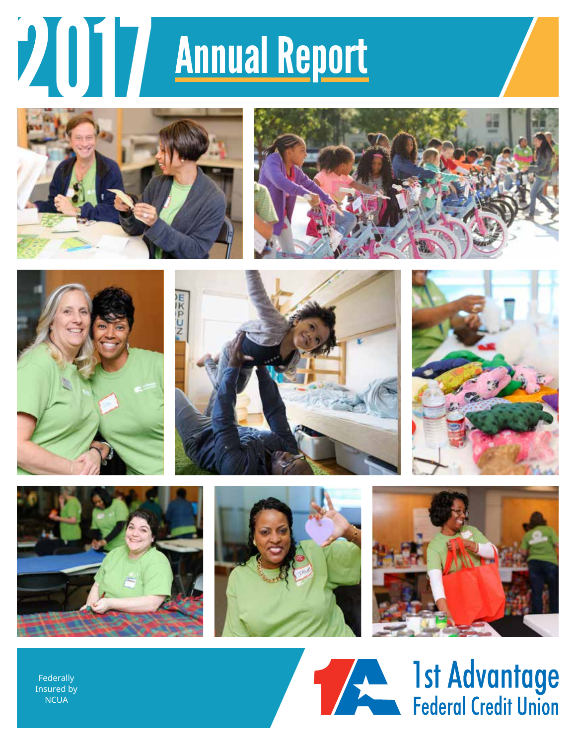# 2017 Annual Report

Federally Insured by NCUA

1st Advantage Federal Credit Union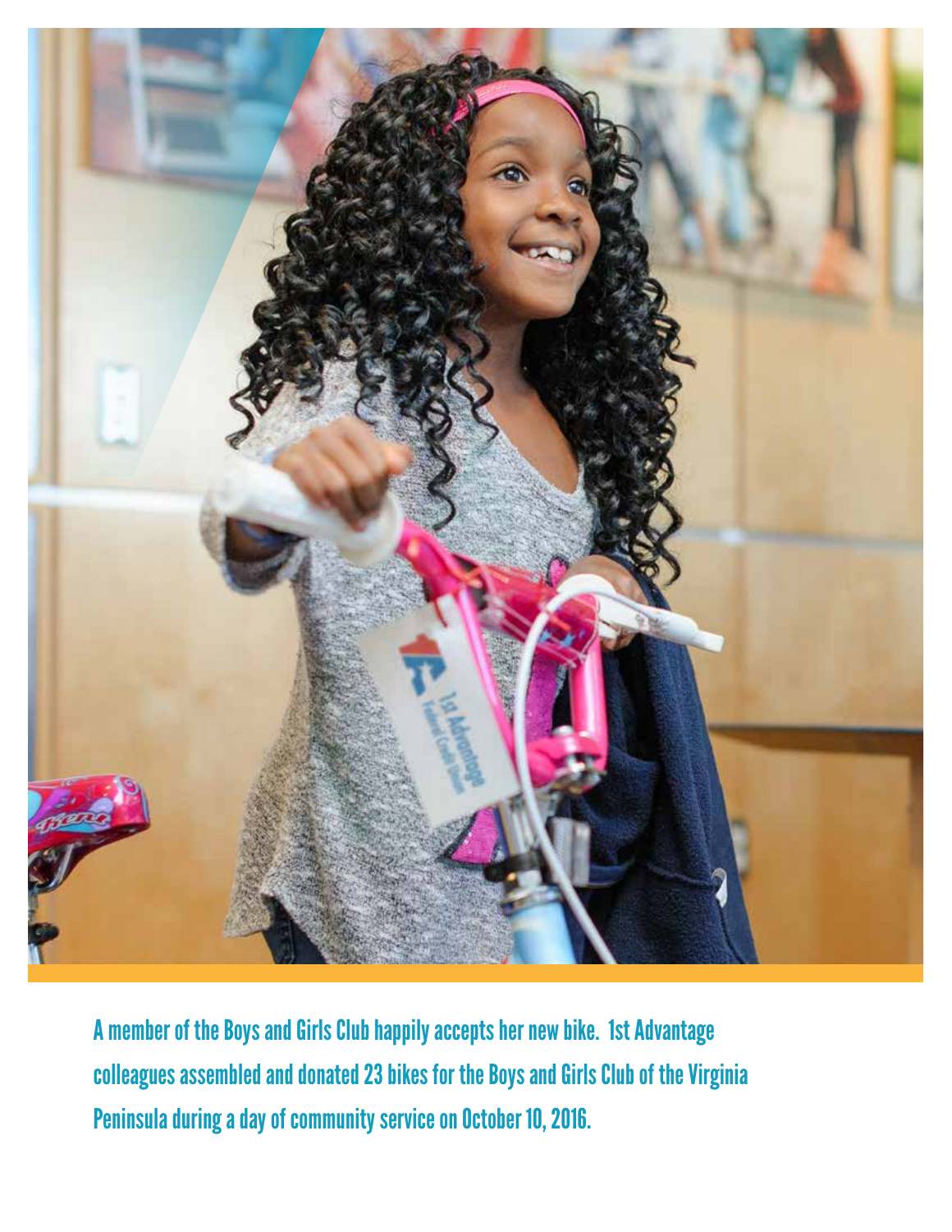A member of the Boys and Girls Club happily accepts her new bike. 1st Advantage colleagues assembled and donated 23 bikes for the Boys and Girls Club of the Virginia Peninsula during a day of community service on October 10, 2016.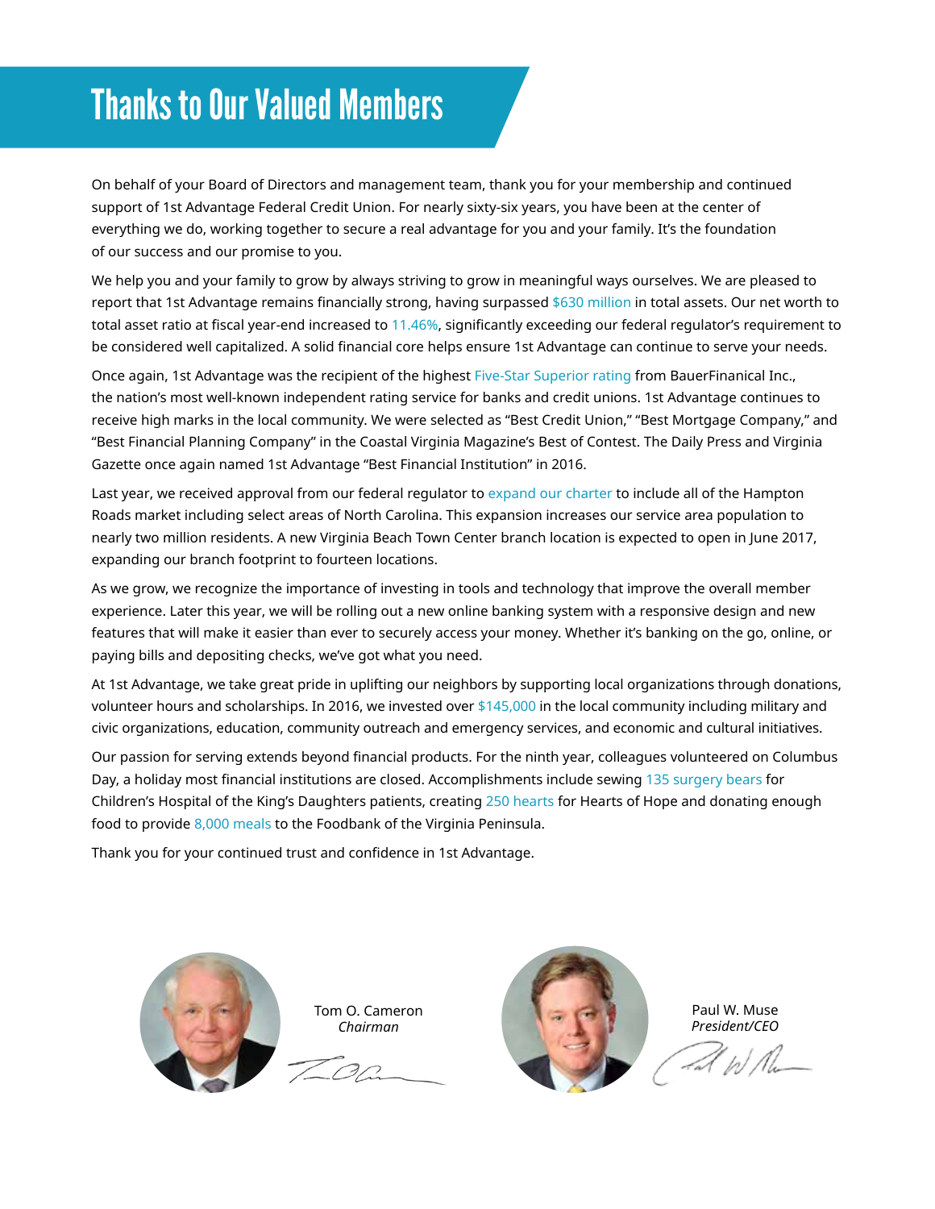# Thanks to Our Valued Members

On behalf of your Board of Directors and management team, thank you for your membership and continued support of 1st Advantage Federal Credit Union. For nearly sixty-six years, you have been at the center of everything we do, working together to secure a real advantage for you and your family. It's the foundation of our success and our promise to you.

We help you and your family to grow by always striving to grow in meaningful ways ourselves. We are pleased to report that 1st Advantage remains financially strong, having surpassed $630 million in total assets. Our net worth to total asset ratio at fiscal year-end increased to 11.46%, significantly exceeding our federal regulator's requirement to be considered well capitalized. A solid financial core helps ensure 1st Advantage can continue to serve your needs.

Once again, 1st Advantage was the recipient of the highest Five-Star Superior rating from BauerFinanical Inc., the nation's most well-known independent rating service for banks and credit unions. 1st Advantage continues to receive high marks in the local community. We were selected as "Best Credit Union," "Best Mortgage Company," and "Best Financial Planning Company" in the Coastal Virginia Magazine's Best of Contest. The Daily Press and Virginia Gazette once again named 1st Advantage "Best Financial Institution" in 2016.

Last year, we received approval from our federal regulator to expand our charter to include all of the Hampton Roads market including select areas of North Carolina. This expansion increases our service area population to nearly two million residents. A new Virginia Beach Town Center branch location is expected to open in June 2017, expanding our branch footprint to fourteen locations.

As we grow, we recognize the importance of investing in tools and technology that improve the overall member experience. Later this year, we will be rolling out a new online banking system with a responsive design and new features that will make it easier than ever to securely access your money. Whether it's banking on the go, online, or paying bills and depositing checks, we've got what you need.

At 1st Advantage, we take great pride in uplifting our neighbors by supporting local organizations through donations, volunteer hours and scholarships. In 2016, we invested over $145,000 in the local community including military and civic organizations, education, community outreach and emergency services, and economic and cultural initiatives.

Our passion for serving extends beyond financial products. For the ninth year, colleagues volunteered on Columbus Day, a holiday most financial institutions are closed. Accomplishments include sewing 135 surgery bears for Children's Hospital of the King's Daughters patients, creating 250 hearts for Hearts of Hope and donating enough food to provide 8,000 meals to the Foodbank of the Virginia Peninsula.

Thank you for your continued trust and confidence in 1st Advantage.

Tom O. Cameron
*Chairman*

Paul W. Muse
*President/CEO*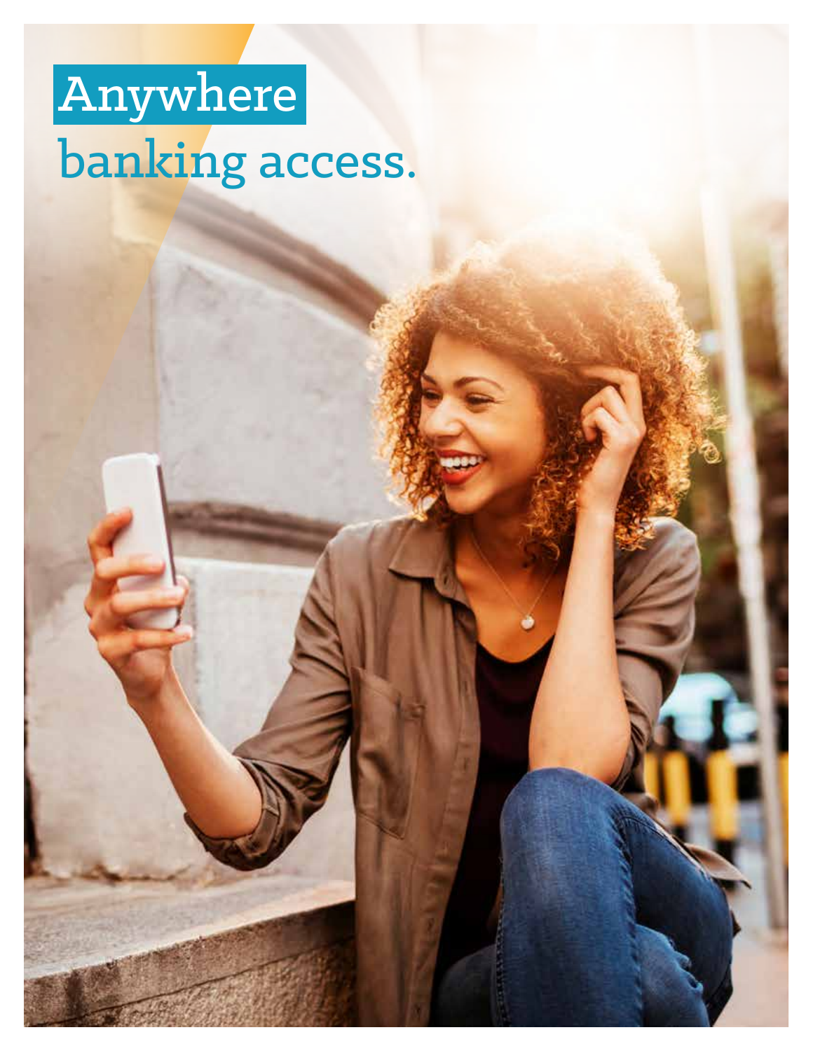# Anywhere banking access.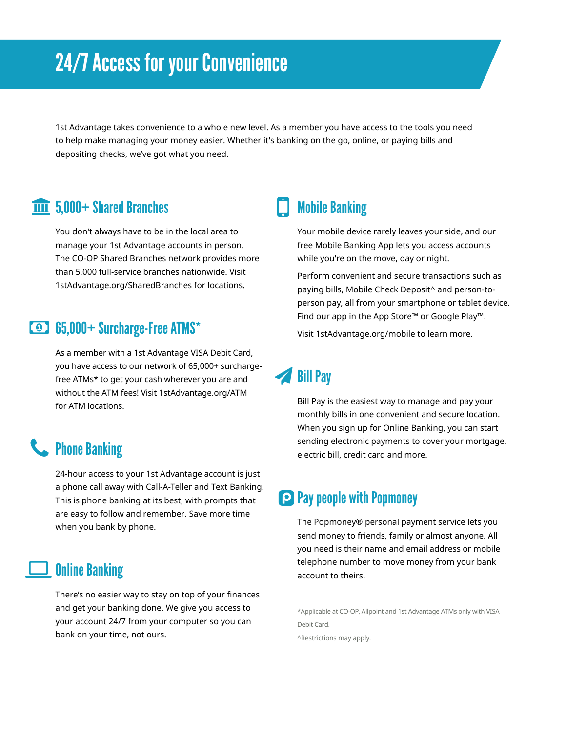# 24/7 Access for your Convenience

1st Advantage takes convenience to a whole new level. As a member you have access to the tools you need to help make managing your money easier. Whether it's banking on the go, online, or paying bills and depositing checks, we've got what you need.

## 5,000+ Shared Branches

You don't always have to be in the local area to manage your 1st Advantage accounts in person. The CO-OP Shared Branches network provides more than 5,000 full-service branches nationwide. Visit 1stAdvantage.org/SharedBranches for locations.

## 65,000+ Surcharge-Free ATMS*

As a member with a 1st Advantage VISA Debit Card, you have access to our network of 65,000+ surcharge-free ATMs* to get your cash wherever you are and without the ATM fees! Visit 1stAdvantage.org/ATM for ATM locations.

## Phone Banking

24-hour access to your 1st Advantage account is just a phone call away with Call-A-Teller and Text Banking. This is phone banking at its best, with prompts that are easy to follow and remember. Save more time when you bank by phone.

## Online Banking

There's no easier way to stay on top of your finances and get your banking done. We give you access to your account 24/7 from your computer so you can bank on your time, not ours.

## Mobile Banking

Your mobile device rarely leaves your side, and our free Mobile Banking App lets you access accounts while you're on the move, day or night.

Perform convenient and secure transactions such as paying bills, Mobile Check Deposit^ and person-to-person pay, all from your smartphone or tablet device. Find our app in the App Store™ or Google Play™.

Visit 1stAdvantage.org/mobile to learn more.

## Bill Pay

Bill Pay is the easiest way to manage and pay your monthly bills in one convenient and secure location. When you sign up for Online Banking, you can start sending electronic payments to cover your mortgage, electric bill, credit card and more.

## Pay people with Popmoney

The Popmoney® personal payment service lets you send money to friends, family or almost anyone. All you need is their name and email address or mobile telephone number to move money from your bank account to theirs.

*Applicable at CO-OP, Allpoint and 1st Advantage ATMs only with VISA Debit Card.

^Restrictions may apply.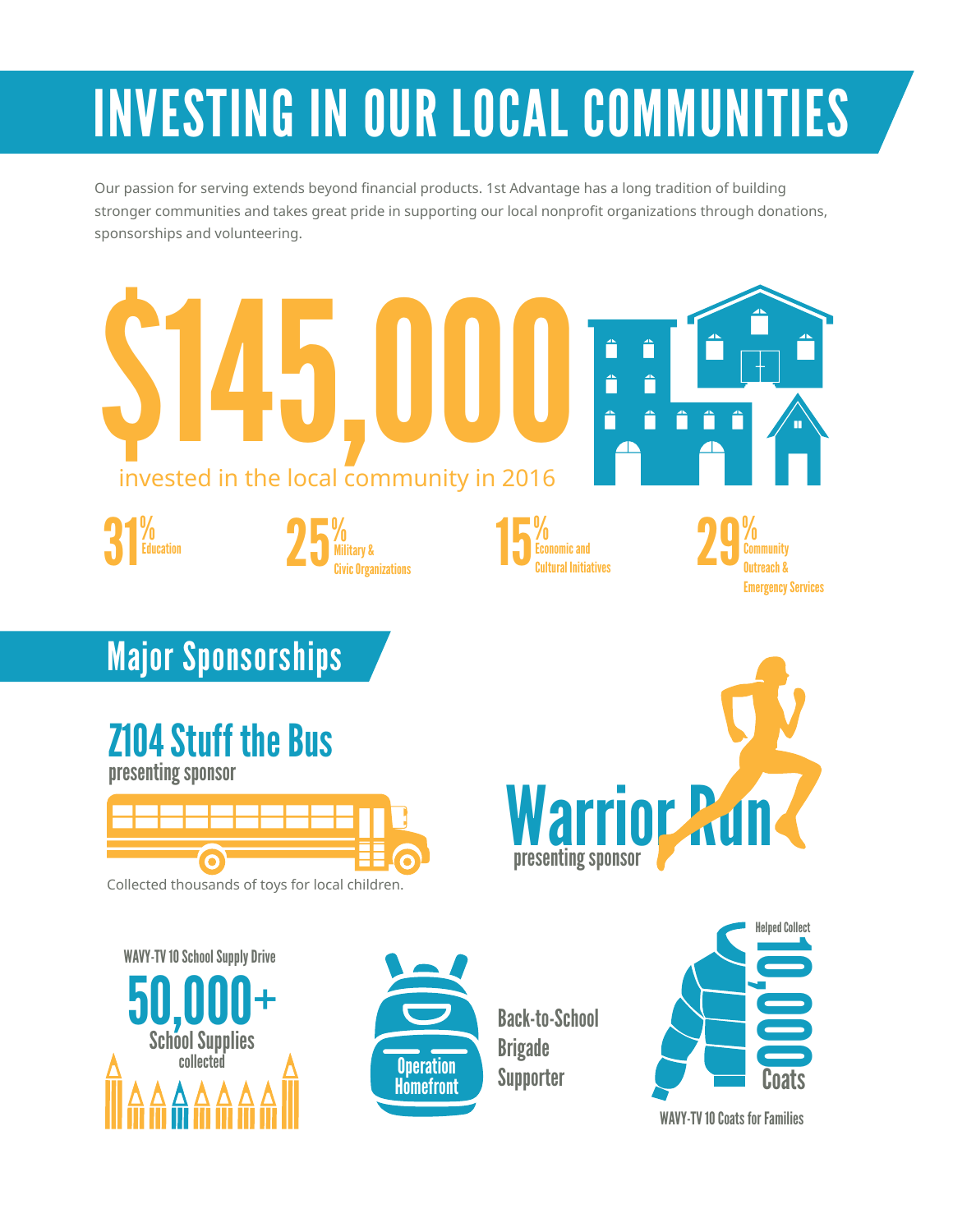# INVESTING IN OUR LOCAL COMMUNITIES

Our passion for serving extends beyond financial products. 1st Advantage has a long tradition of building stronger communities and takes great pride in supporting our local nonprofit organizations through donations, sponsorships and volunteering.

**$145,000**

invested in the local community in 2016

- **31%** Education
- **25%** Military & Civic Organizations
- **15%** Economic and Cultural Initiatives
- **29%** Community Outreach & Emergency Services

## Major Sponsorships

### Z104 Stuff the Bus

presenting sponsor

Collected thousands of toys for local children.

### Warrior Run

presenting sponsor

### WAVY-TV 10 School Supply Drive

**50,000+** School Supplies collected

### Operation Homefront

Back-to-School Brigade Supporter

### WAVY-TV 10 Coats for Families

Helped Collect **10,000** Coats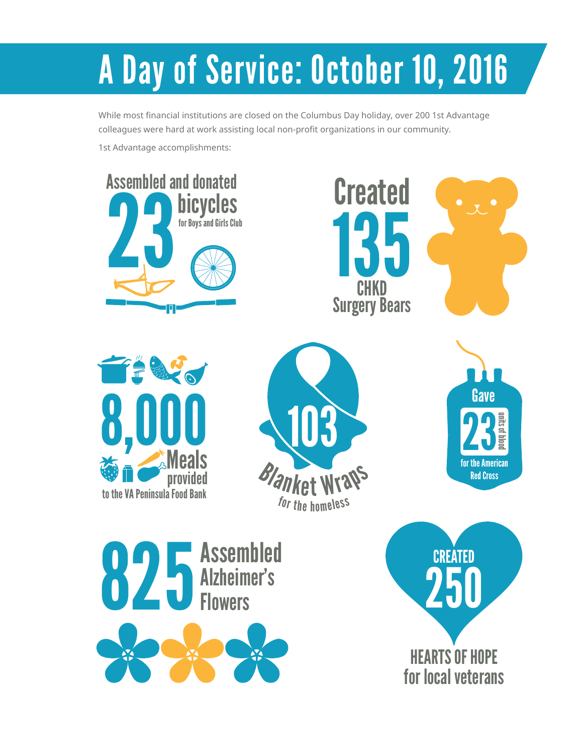# A Day of Service: October 10, 2016

While most financial institutions are closed on the Columbus Day holiday, over 200 1st Advantage colleagues were hard at work assisting local non-profit organizations in our community.

1st Advantage accomplishments:

Assembled and donated **23** bicycles for Boys and Girls Club

Created **135** CHKD Surgery Bears

**8,000** Meals provided to the VA Peninsula Food Bank

**103** Blanket Wraps for the homeless

Gave **23** units of blood for the American Red Cross

**825** Assembled Alzheimer's Flowers

CREATED **250** HEARTS OF HOPE for local veterans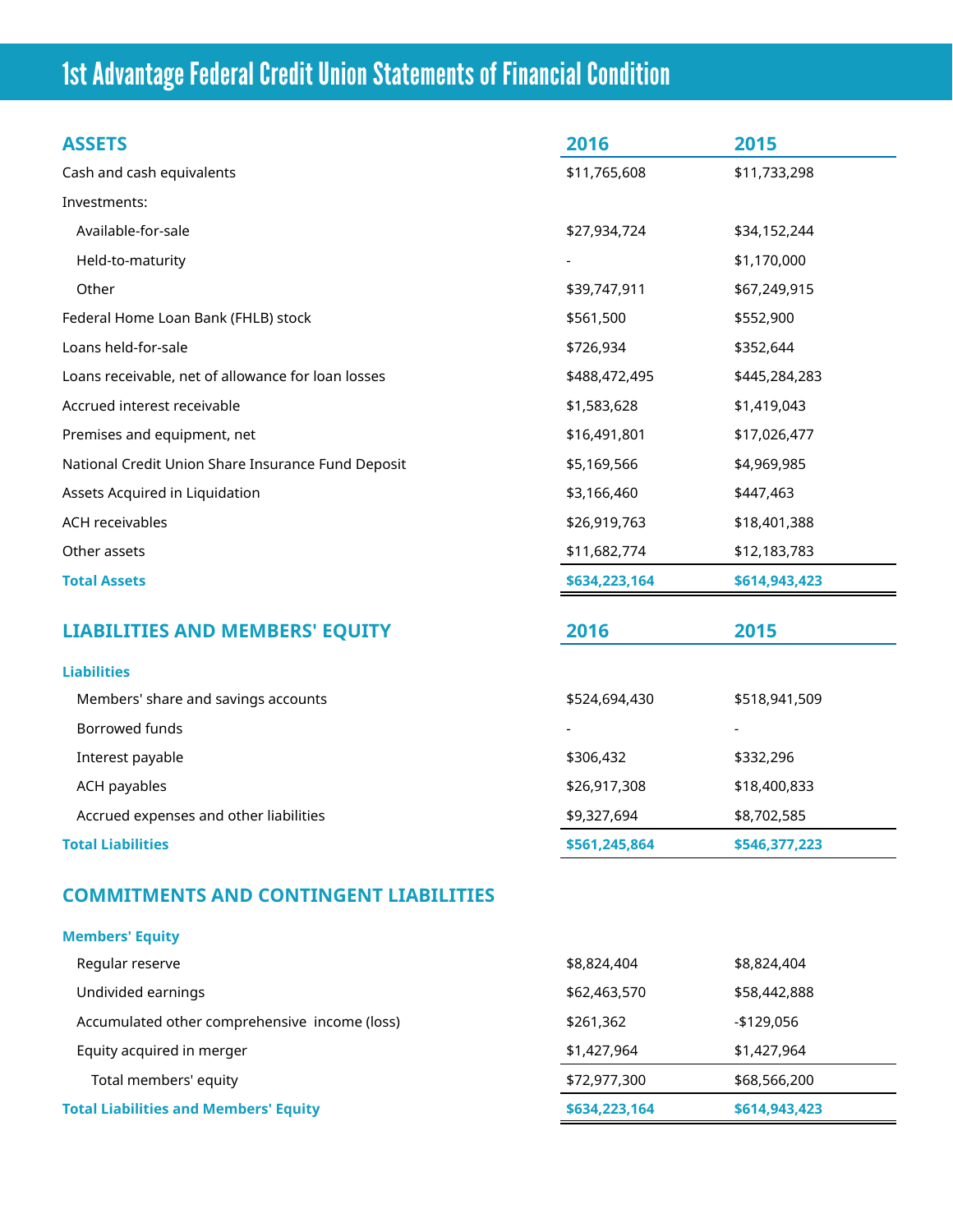# 1st Advantage Federal Credit Union Statements of Financial Condition

| ASSETS | 2016 | 2015 |
|---|---|---|
| Cash and cash equivalents | $11,765,608 | $11,733,298 |
| Investments: | | |
| Available-for-sale | $27,934,724 | $34,152,244 |
| Held-to-maturity | - | $1,170,000 |
| Other | $39,747,911 | $67,249,915 |
| Federal Home Loan Bank (FHLB) stock | $561,500 | $552,900 |
| Loans held-for-sale | $726,934 | $352,644 |
| Loans receivable, net of allowance for loan losses | $488,472,495 | $445,284,283 |
| Accrued interest receivable | $1,583,628 | $1,419,043 |
| Premises and equipment, net | $16,491,801 | $17,026,477 |
| National Credit Union Share Insurance Fund Deposit | $5,169,566 | $4,969,985 |
| Assets Acquired in Liquidation | $3,166,460 | $447,463 |
| ACH receivables | $26,919,763 | $18,401,388 |
| Other assets | $11,682,774 | $12,183,783 |
| **Total Assets** | **$634,223,164** | **$614,943,423** |

| LIABILITIES AND MEMBERS' EQUITY | 2016 | 2015 |
|---|---|---|
| **Liabilities** | | |
| Members' share and savings accounts | $524,694,430 | $518,941,509 |
| Borrowed funds | - | - |
| Interest payable | $306,432 | $332,296 |
| ACH payables | $26,917,308 | $18,400,833 |
| Accrued expenses and other liabilities | $9,327,694 | $8,702,585 |
| **Total Liabilities** | **$561,245,864** | **$546,377,223** |
| **COMMITMENTS AND CONTINGENT LIABILITIES** | | |
| **Members' Equity** | | |
| Regular reserve | $8,824,404 | $8,824,404 |
| Undivided earnings | $62,463,570 | $58,442,888 |
| Accumulated other comprehensive income (loss) | $261,362 | -$129,056 |
| Equity acquired in merger | $1,427,964 | $1,427,964 |
| Total members' equity | $72,977,300 | $68,566,200 |
| **Total Liabilities and Members' Equity** | **$634,223,164** | **$614,943,423** |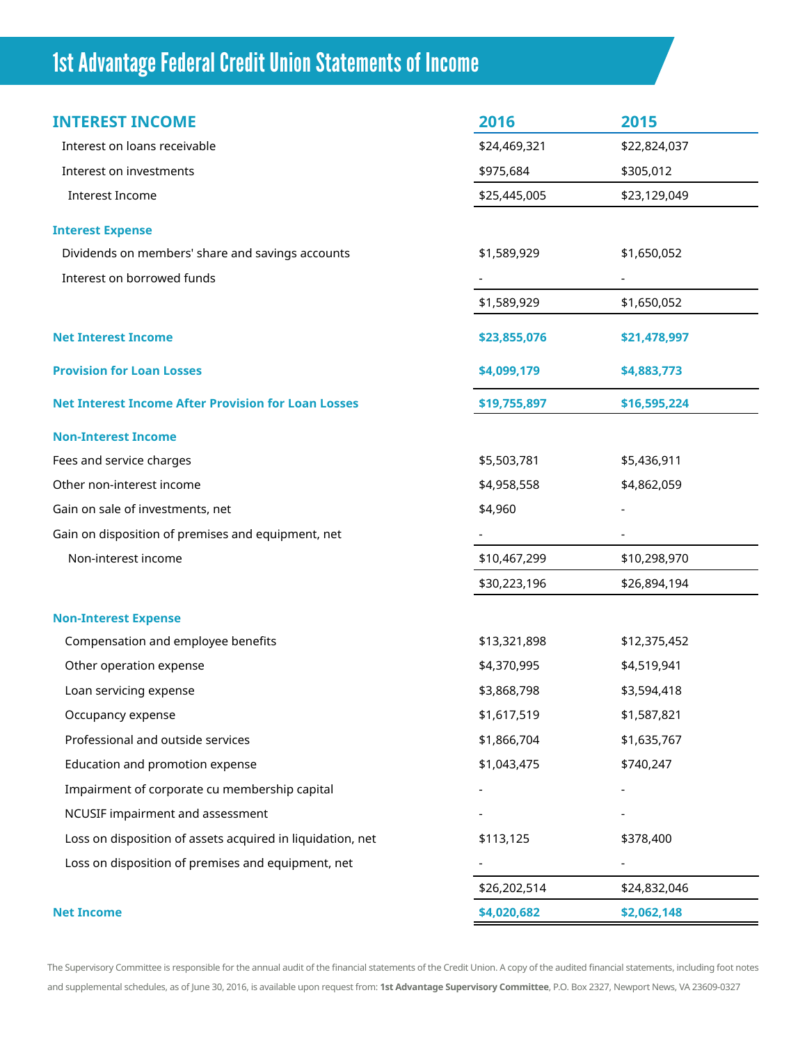# 1st Advantage Federal Credit Union Statements of Income

| INTEREST INCOME | 2016 | 2015 |
|---|---|---|
| Interest on loans receivable | $24,469,321 | $22,824,037 |
| Interest on investments | $975,684 | $305,012 |
| Interest Income | $25,445,005 | $23,129,049 |
| **Interest Expense** | | |
| Dividends on members' share and savings accounts | $1,589,929 | $1,650,052 |
| Interest on borrowed funds | - | - |
| | $1,589,929 | $1,650,052 |
| **Net Interest Income** | **$23,855,076** | **$21,478,997** |
| **Provision for Loan Losses** | **$4,099,179** | **$4,883,773** |
| **Net Interest Income After Provision for Loan Losses** | **$19,755,897** | **$16,595,224** |
| **Non-Interest Income** | | |
| Fees and service charges | $5,503,781 | $5,436,911 |
| Other non-interest income | $4,958,558 | $4,862,059 |
| Gain on sale of investments, net | $4,960 | - |
| Gain on disposition of premises and equipment, net | - | - |
| Non-interest income | $10,467,299 | $10,298,970 |
| | $30,223,196 | $26,894,194 |
| **Non-Interest Expense** | | |
| Compensation and employee benefits | $13,321,898 | $12,375,452 |
| Other operation expense | $4,370,995 | $4,519,941 |
| Loan servicing expense | $3,868,798 | $3,594,418 |
| Occupancy expense | $1,617,519 | $1,587,821 |
| Professional and outside services | $1,866,704 | $1,635,767 |
| Education and promotion expense | $1,043,475 | $740,247 |
| Impairment of corporate cu membership capital | - | - |
| NCUSIF impairment and assessment | - | - |
| Loss on disposition of assets acquired in liquidation, net | $113,125 | $378,400 |
| Loss on disposition of premises and equipment, net | - | - |
| | $26,202,514 | $24,832,046 |
| **Net Income** | **$4,020,682** | **$2,062,148** |

The Supervisory Committee is responsible for the annual audit of the financial statements of the Credit Union. A copy of the audited financial statements, including foot notes and supplemental schedules, as of June 30, 2016, is available upon request from: **1st Advantage Supervisory Committee**, P.O. Box 2327, Newport News, VA 23609-0327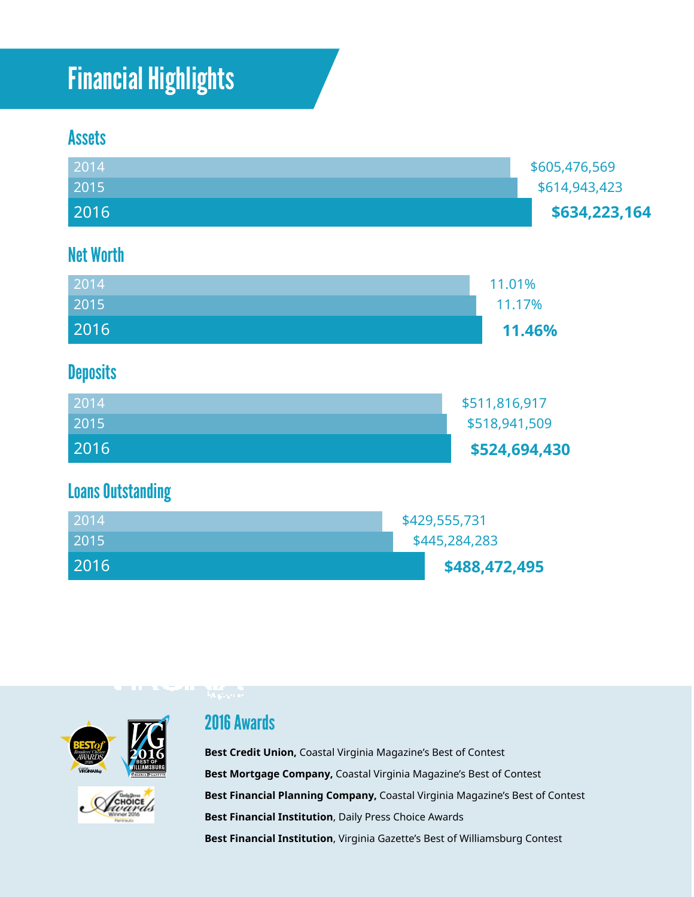# Financial Highlights

## Assets

| Year | Amount |
|---|---|
| 2014 | $605,476,569 |
| 2015 | $614,943,423 |
| 2016 | **$634,223,164** |

## Net Worth

| Year | Amount |
|---|---|
| 2014 | 11.01% |
| 2015 | 11.17% |
| 2016 | **11.46%** |

## Deposits

| Year | Amount |
|---|---|
| 2014 | $511,816,917 |
| 2015 | $518,941,509 |
| 2016 | **$524,694,430** |

## Loans Outstanding

| Year | Amount |
|---|---|
| 2014 | $429,555,731 |
| 2015 | $445,284,283 |
| 2016 | **$488,472,495** |

## 2016 Awards

**Best Credit Union,** Coastal Virginia Magazine's Best of Contest

**Best Mortgage Company,** Coastal Virginia Magazine's Best of Contest

**Best Financial Planning Company,** Coastal Virginia Magazine's Best of Contest

**Best Financial Institution**, Daily Press Choice Awards

**Best Financial Institution**, Virginia Gazette's Best of Williamsburg Contest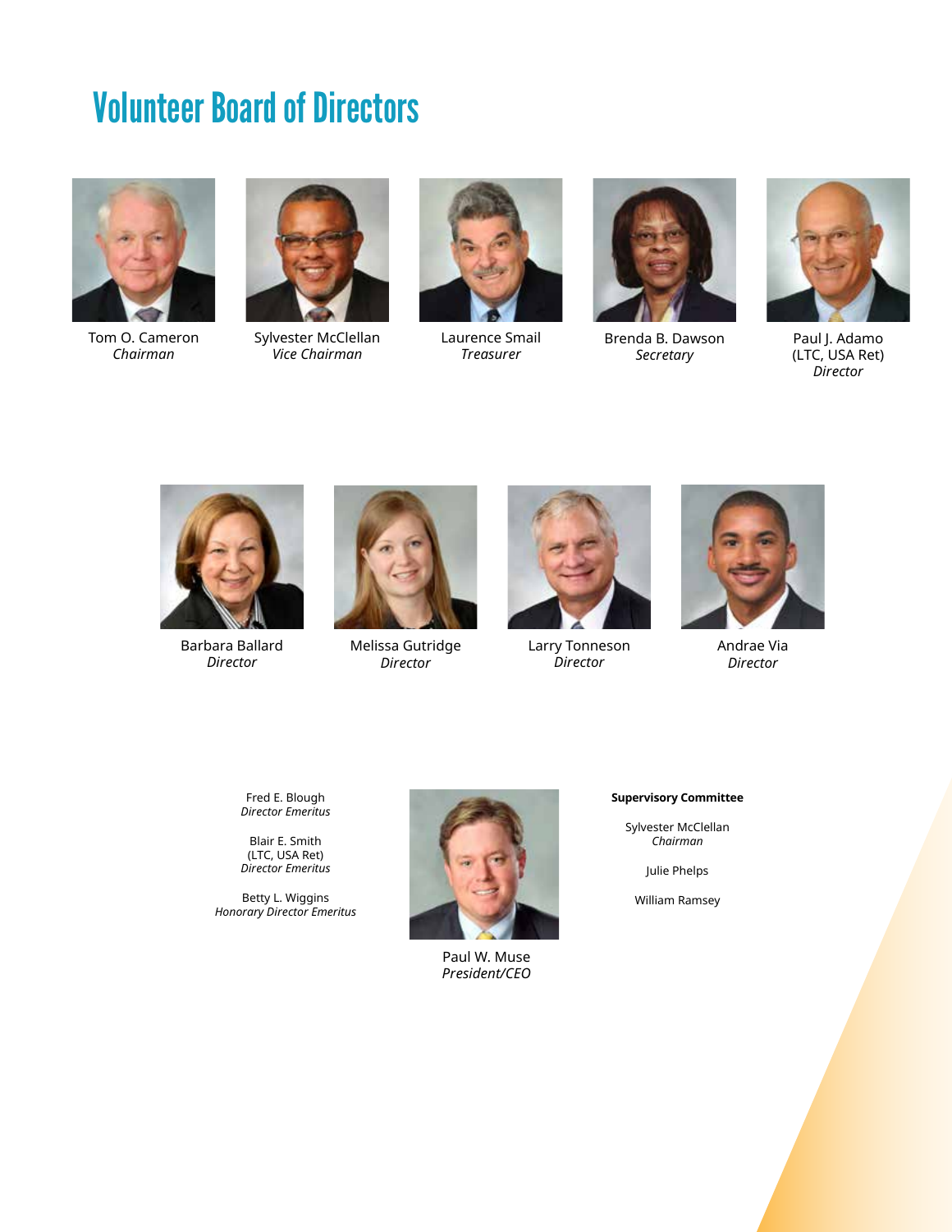# Volunteer Board of Directors

Tom O. Cameron
*Chairman*

Sylvester McClellan
*Vice Chairman*

Laurence Smail
*Treasurer*

Brenda B. Dawson
*Secretary*

Paul J. Adamo
(LTC, USA Ret)
*Director*

Barbara Ballard
*Director*

Melissa Gutridge
*Director*

Larry Tonneson
*Director*

Andrae Via
*Director*

Fred E. Blough
*Director Emeritus*

Blair E. Smith
(LTC, USA Ret)
*Director Emeritus*

Betty L. Wiggins
*Honorary Director Emeritus*

Paul W. Muse
*President/CEO*

**Supervisory Committee**

Sylvester McClellan
*Chairman*

Julie Phelps

William Ramsey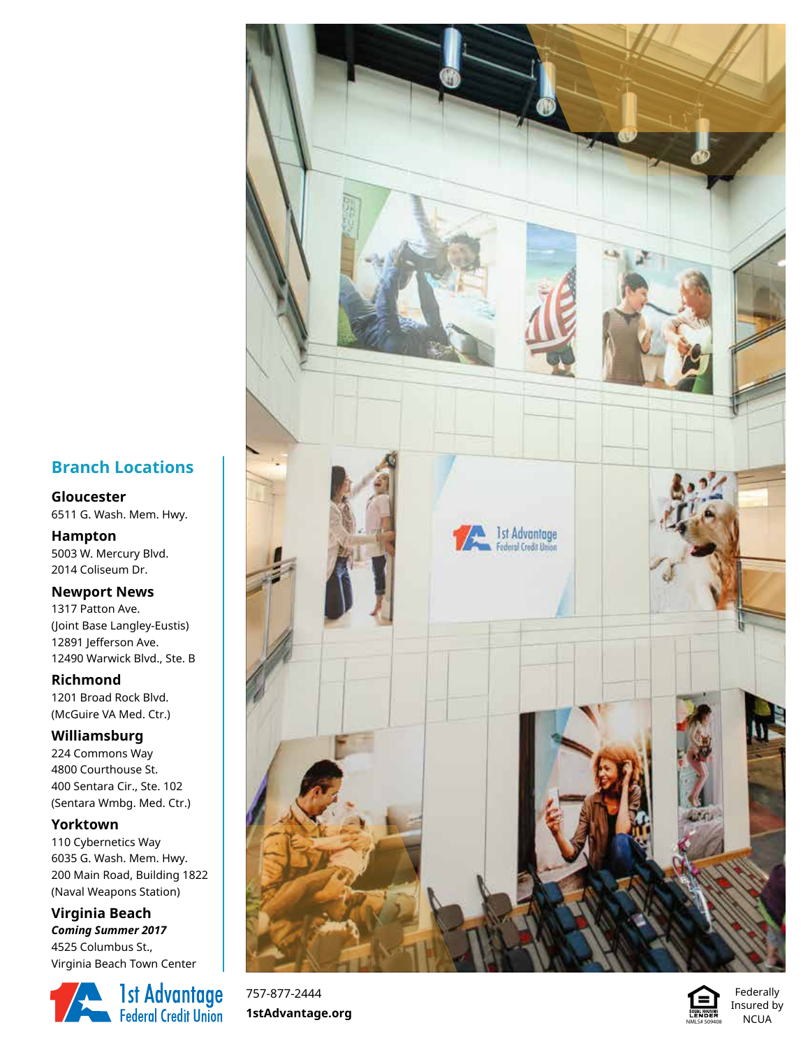## Branch Locations

**Gloucester**
6511 G. Wash. Mem. Hwy.

**Hampton**
5003 W. Mercury Blvd.
2014 Coliseum Dr.

**Newport News**
1317 Patton Ave.
(Joint Base Langley-Eustis)
12891 Jefferson Ave.
12490 Warwick Blvd., Ste. B

**Richmond**
1201 Broad Rock Blvd.
(McGuire VA Med. Ctr.)

**Williamsburg**
224 Commons Way
4800 Courthouse St.
400 Sentara Cir., Ste. 102
(Sentara Wmbg. Med. Ctr.)

**Yorktown**
110 Cybernetics Way
6035 G. Wash. Mem. Hwy.
200 Main Road, Building 1822
(Naval Weapons Station)

**Virginia Beach**
***Coming Summer 2017***
4525 Columbus St.,
Virginia Beach Town Center

1st Advantage Federal Credit Union

757-877-2444
**1stAdvantage.org**

EQUAL HOUSING LENDER
NMLS# 509408

Federally Insured by NCUA